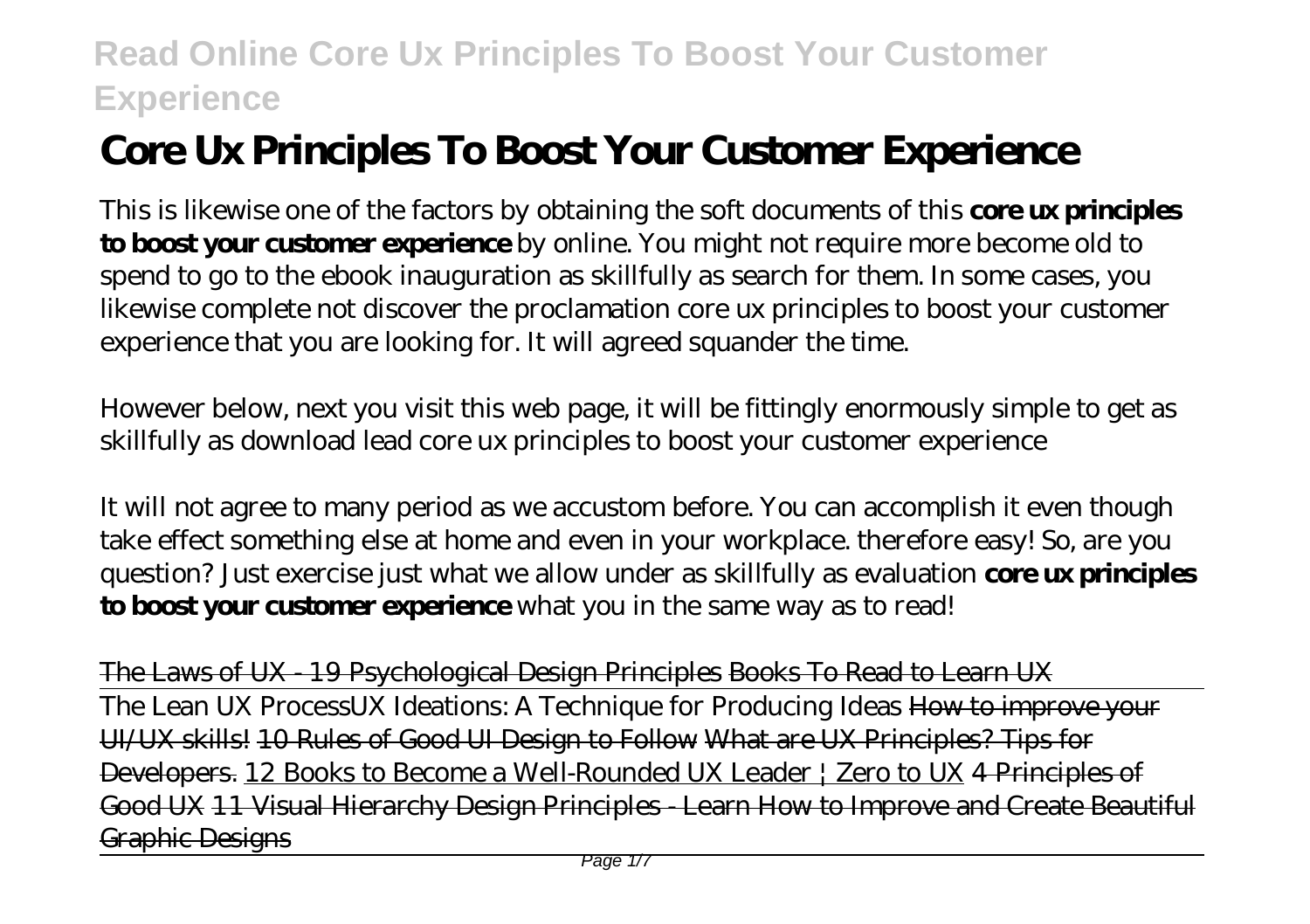# Core Ux Principles To Boost Your Customer Experience

This is likewise one of the factors by obtaining the soft documents of this **core ux principles to boost your customer experience** by online. You might not require more become old to spend to go to the ebook inauguration as skillfully as search for them. In some cases, you likewise complete not discover the proclamation core ux principles to boost your customer experience that you are looking for. It will agreed squander the time.

However below, next you visit this web page, it will be fittingly enormously simple to get as skillfully as download lead core ux principles to boost your customer experience

It will not agree to many period as we accustom before. You can accomplish it even though take effect something else at home and even in your workplace. therefore easy! So, are you question? Just exercise just what we allow under as skillfully as evaluation **core ux principles to boost your customer experience** what you in the same way as to read!

~~The Laws of UX - 19 Psychological Design Principles~~ ~~Books To Read to Learn UX~~

The Lean UX Process*UX Ideations: A Technique for Producing Ideas* ~~How to improve your UI/UX skills!~~ ~~10 Rules of Good UI Design to Follow~~ ~~What are UX Principles? Tips for Developers.~~ 12 Books to Become a Well-Rounded UX Leader | Zero to UX ~~4 Principles of Good UX~~ ~~11 Visual Hierarchy Design Principles - Learn How to Improve and Create Beautiful Graphic Designs~~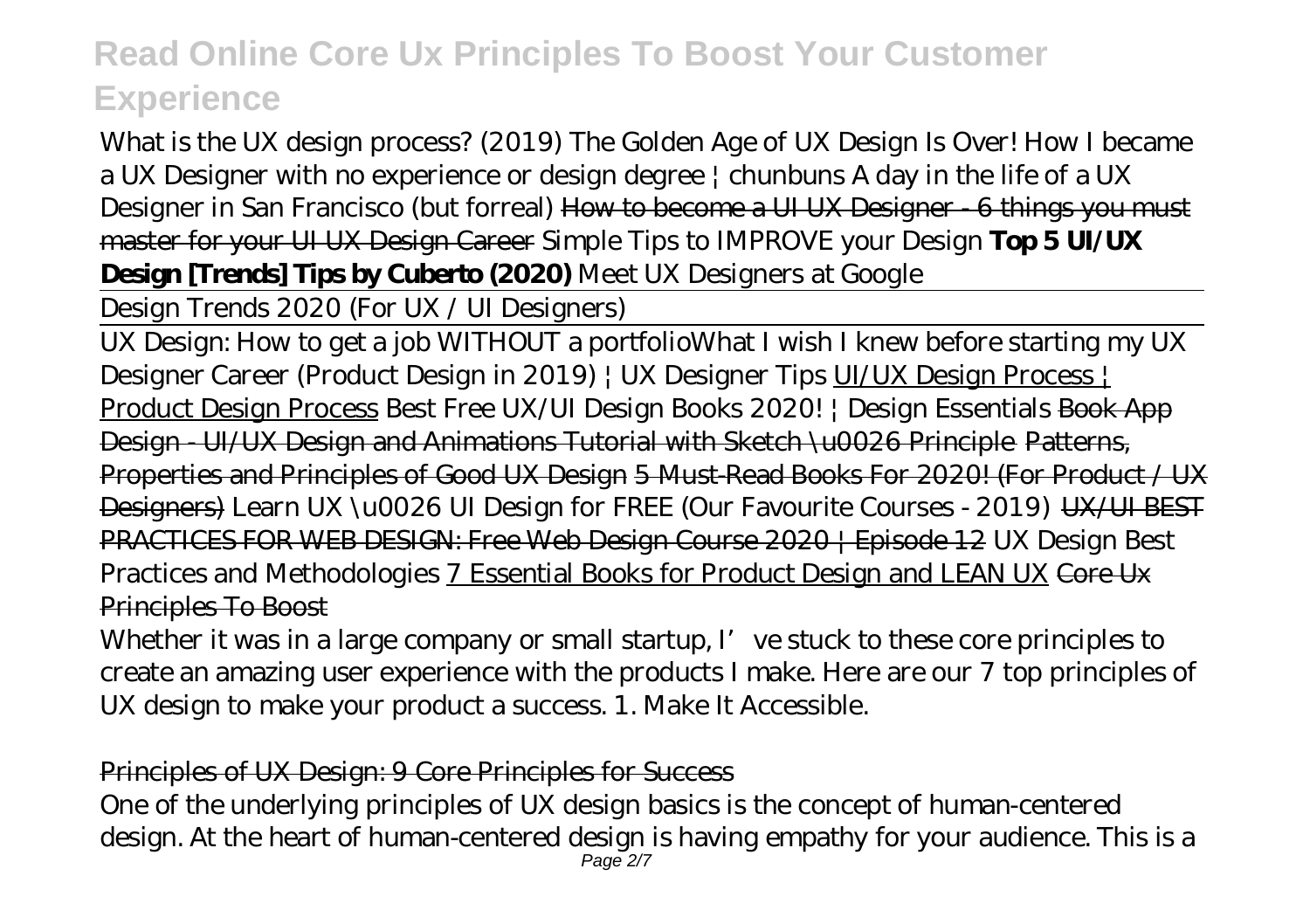*What is the UX design process? (2019)* *The Golden Age of UX Design Is Over!* *How I became a UX Designer with no experience or design degree | chunbuns* *A day in the life of a UX Designer in San Francisco (but forreal)* ~~How to become a UI UX Designer - 6 things you must master for your UI UX Design Career~~ *Simple Tips to IMPROVE your Design* **Top 5 UI/UX Design [Trends] Tips by Cuberto (2020)** *Meet UX Designers at Google*

Design Trends 2020 (For UX / UI Designers)

UX Design: How to get a job WITHOUT a portfolio*What I wish I knew before starting my UX Designer Career (Product Design in 2019) | UX Designer Tips* UI/UX Design Process | Product Design Process *Best Free UX/UI Design Books 2020! | Design Essentials* ~~Book App Design - UI/UX Design and Animations Tutorial with Sketch \u0026 Principle~~ ~~Patterns, Properties and Principles of Good UX Design~~ ~~5 Must-Read Books For 2020! (For Product / UX Designers)~~ *Learn UX \u0026 UI Design for FREE (Our Favourite Courses - 2019)* ~~UX/UI BEST PRACTICES FOR WEB DESIGN: Free Web Design Course 2020 | Episode 12~~ *UX Design Best Practices and Methodologies* 7 Essential Books for Product Design and LEAN UX ~~Core Ux Principles To Boost~~

Whether it was in a large company or small startup, I've stuck to these core principles to create an amazing user experience with the products I make. Here are our 7 top principles of UX design to make your product a success. 1. Make It Accessible.

~~Principles of UX Design: 9 Core Principles for Success~~

One of the underlying principles of UX design basics is the concept of human-centered design. At the heart of human-centered design is having empathy for your audience. This is a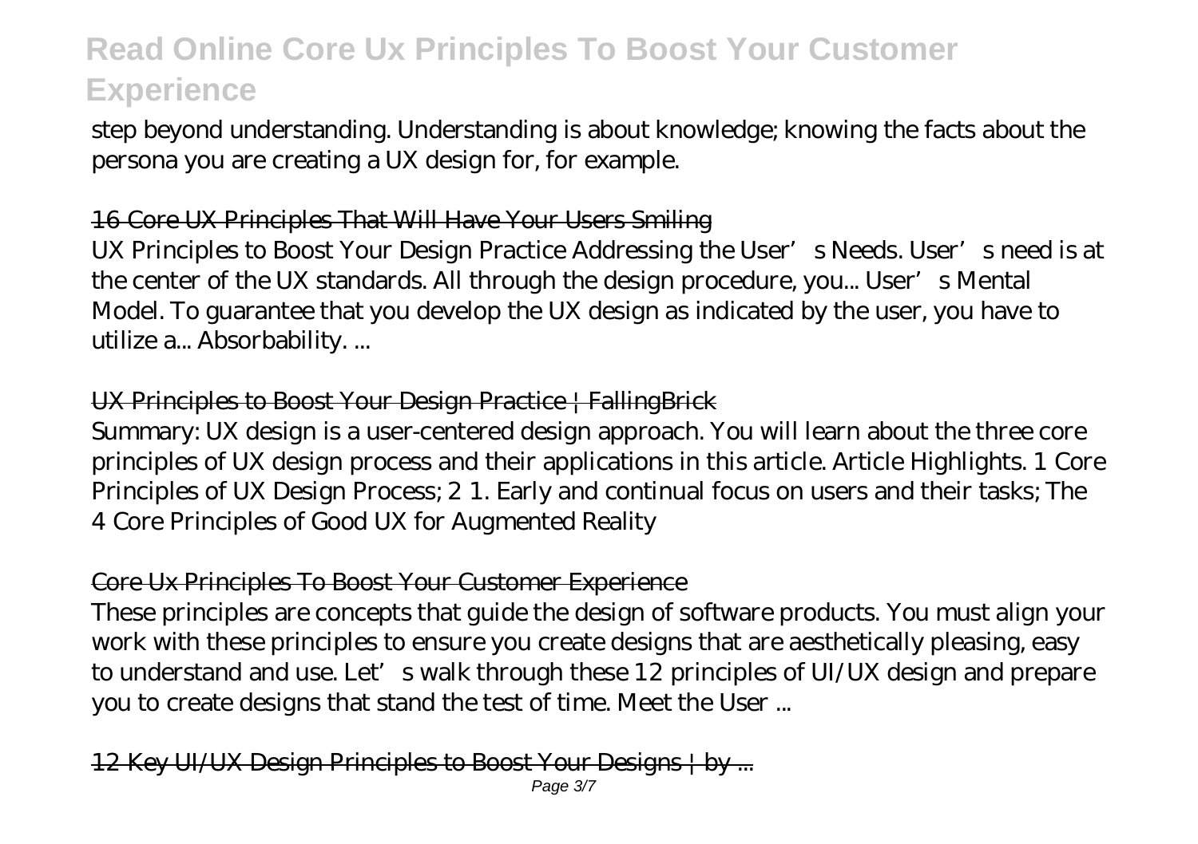step beyond understanding. Understanding is about knowledge; knowing the facts about the persona you are creating a UX design for, for example.

### 16 Core UX Principles That Will Have Your Users Smiling

UX Principles to Boost Your Design Practice Addressing the User' s Needs. User' s need is at the center of the UX standards. All through the design procedure, you... User' s Mental Model. To guarantee that you develop the UX design as indicated by the user, you have to utilize a... Absorbability. ...

### UX Principles to Boost Your Design Practice | FallingBrick

Summary: UX design is a user-centered design approach. You will learn about the three core principles of UX design process and their applications in this article. Article Highlights. 1 Core Principles of UX Design Process; 2 1. Early and continual focus on users and their tasks; The 4 Core Principles of Good UX for Augmented Reality

### Core Ux Principles To Boost Your Customer Experience

These principles are concepts that guide the design of software products. You must align your work with these principles to ensure you create designs that are aesthetically pleasing, easy to understand and use. Let' s walk through these 12 principles of UI/UX design and prepare you to create designs that stand the test of time. Meet the User ...

### 12 Key UI/UX Design Principles to Boost Your Designs | by ...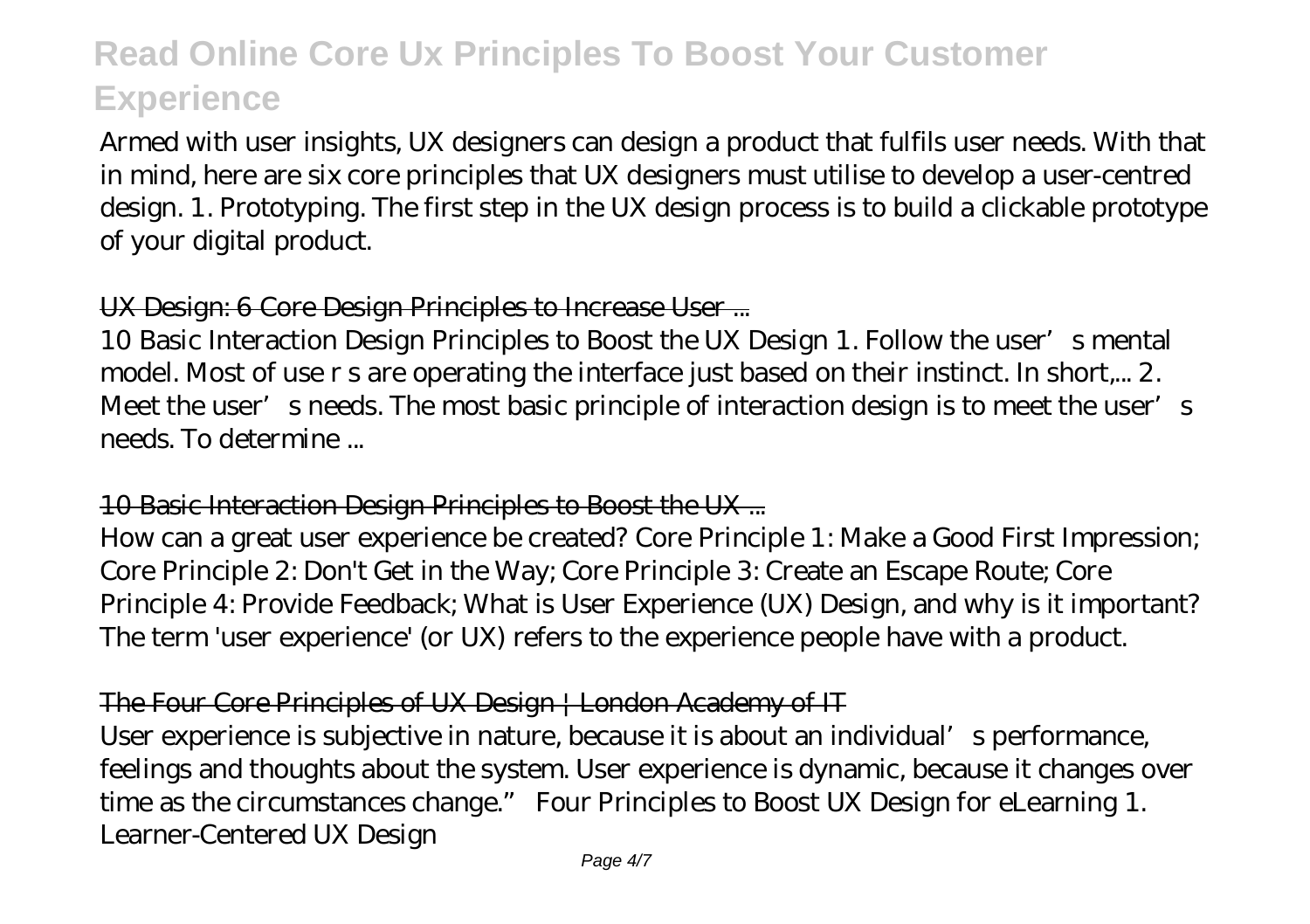Armed with user insights, UX designers can design a product that fulfils user needs. With that in mind, here are six core principles that UX designers must utilise to develop a user-centred design. 1. Prototyping. The first step in the UX design process is to build a clickable prototype of your digital product.

### UX Design: 6 Core Design Principles to Increase User ...

10 Basic Interaction Design Principles to Boost the UX Design 1. Follow the user's mental model. Most of use r s are operating the interface just based on their instinct. In short,... 2. Meet the user's needs. The most basic principle of interaction design is to meet the user's needs. To determine ...

### 10 Basic Interaction Design Principles to Boost the UX ...

How can a great user experience be created? Core Principle 1: Make a Good First Impression; Core Principle 2: Don't Get in the Way; Core Principle 3: Create an Escape Route; Core Principle 4: Provide Feedback; What is User Experience (UX) Design, and why is it important? The term 'user experience' (or UX) refers to the experience people have with a product.

### The Four Core Principles of UX Design | London Academy of IT

User experience is subjective in nature, because it is about an individual's performance, feelings and thoughts about the system. User experience is dynamic, because it changes over time as the circumstances change." Four Principles to Boost UX Design for eLearning 1. Learner-Centered UX Design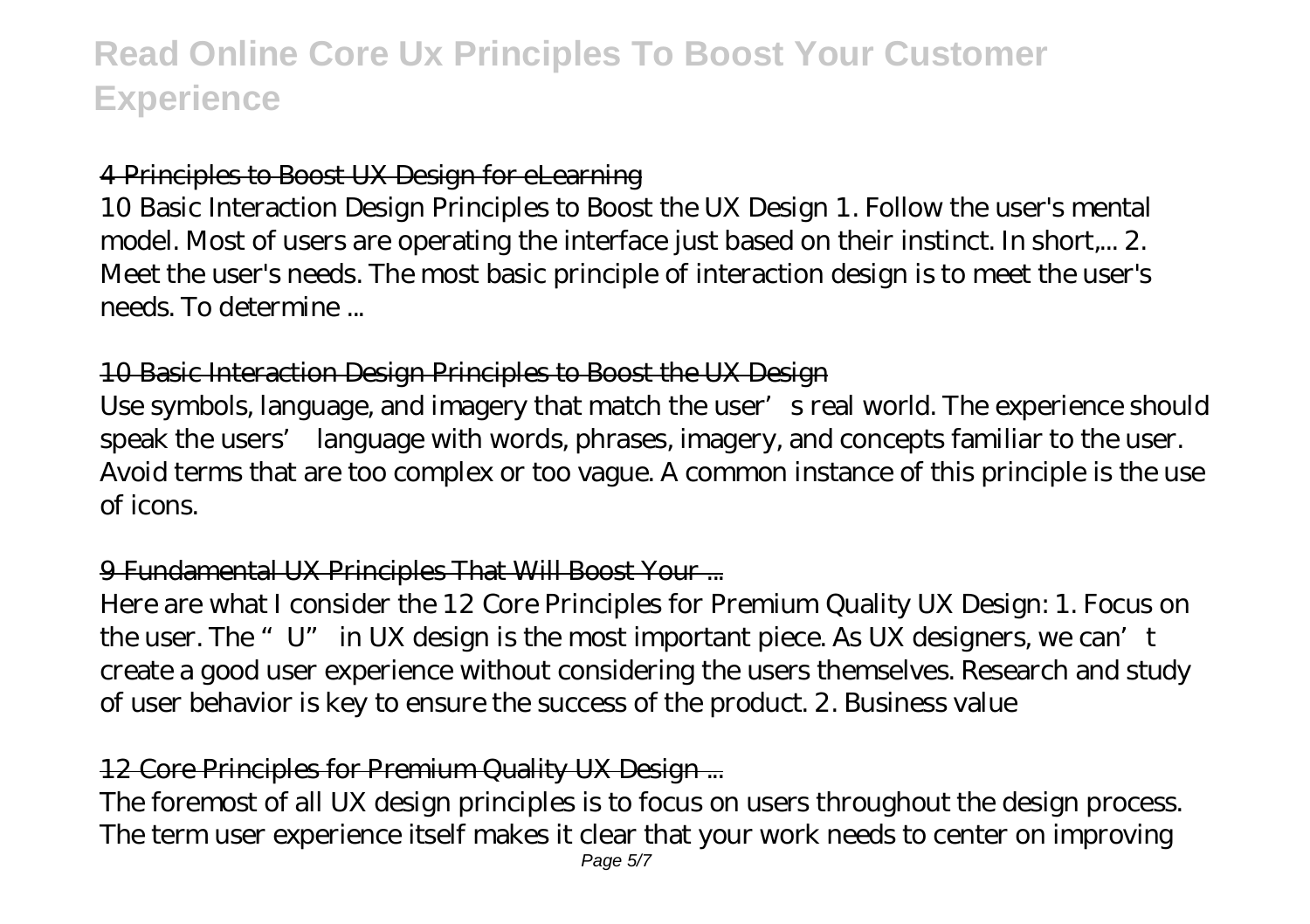## 4 Principles to Boost UX Design for eLearning

10 Basic Interaction Design Principles to Boost the UX Design 1. Follow the user's mental model. Most of users are operating the interface just based on their instinct. In short,... 2. Meet the user's needs. The most basic principle of interaction design is to meet the user's needs. To determine ...

## 10 Basic Interaction Design Principles to Boost the UX Design

Use symbols, language, and imagery that match the user’s real world. The experience should speak the users’ language with words, phrases, imagery, and concepts familiar to the user. Avoid terms that are too complex or too vague. A common instance of this principle is the use of icons.

## 9 Fundamental UX Principles That Will Boost Your ...

Here are what I consider the 12 Core Principles for Premium Quality UX Design: 1. Focus on the user. The “U” in UX design is the most important piece. As UX designers, we can’t create a good user experience without considering the users themselves. Research and study of user behavior is key to ensure the success of the product. 2. Business value

## 12 Core Principles for Premium Quality UX Design ...

The foremost of all UX design principles is to focus on users throughout the design process. The term user experience itself makes it clear that your work needs to center on improving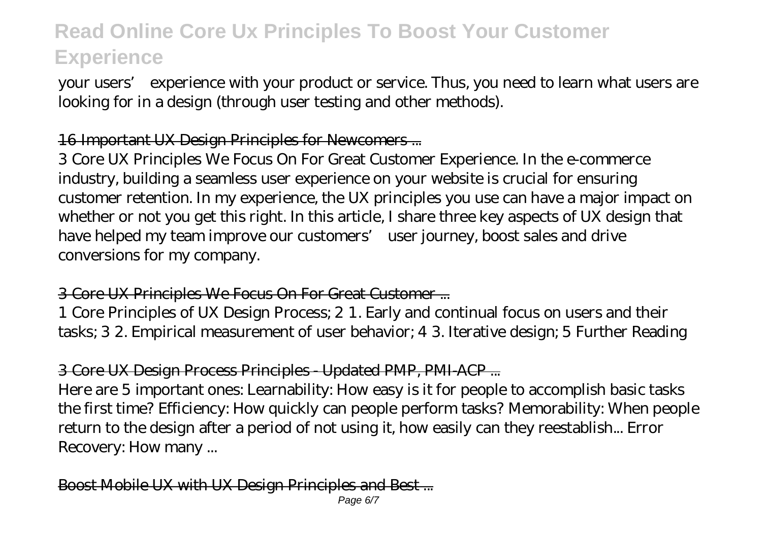your users' experience with your product or service. Thus, you need to learn what users are looking for in a design (through user testing and other methods).

16 Important UX Design Principles for Newcomers ...

3 Core UX Principles We Focus On For Great Customer Experience. In the e-commerce industry, building a seamless user experience on your website is crucial for ensuring customer retention. In my experience, the UX principles you use can have a major impact on whether or not you get this right. In this article, I share three key aspects of UX design that have helped my team improve our customers' user journey, boost sales and drive conversions for my company.

3 Core UX Principles We Focus On For Great Customer ...

1 Core Principles of UX Design Process; 2 1. Early and continual focus on users and their tasks; 3 2. Empirical measurement of user behavior; 4 3. Iterative design; 5 Further Reading

3 Core UX Design Process Principles - Updated PMP, PMI-ACP ...

Here are 5 important ones: Learnability: How easy is it for people to accomplish basic tasks the first time? Efficiency: How quickly can people perform tasks? Memorability: When people return to the design after a period of not using it, how easily can they reestablish... Error Recovery: How many ...

Boost Mobile UX with UX Design Principles and Best ...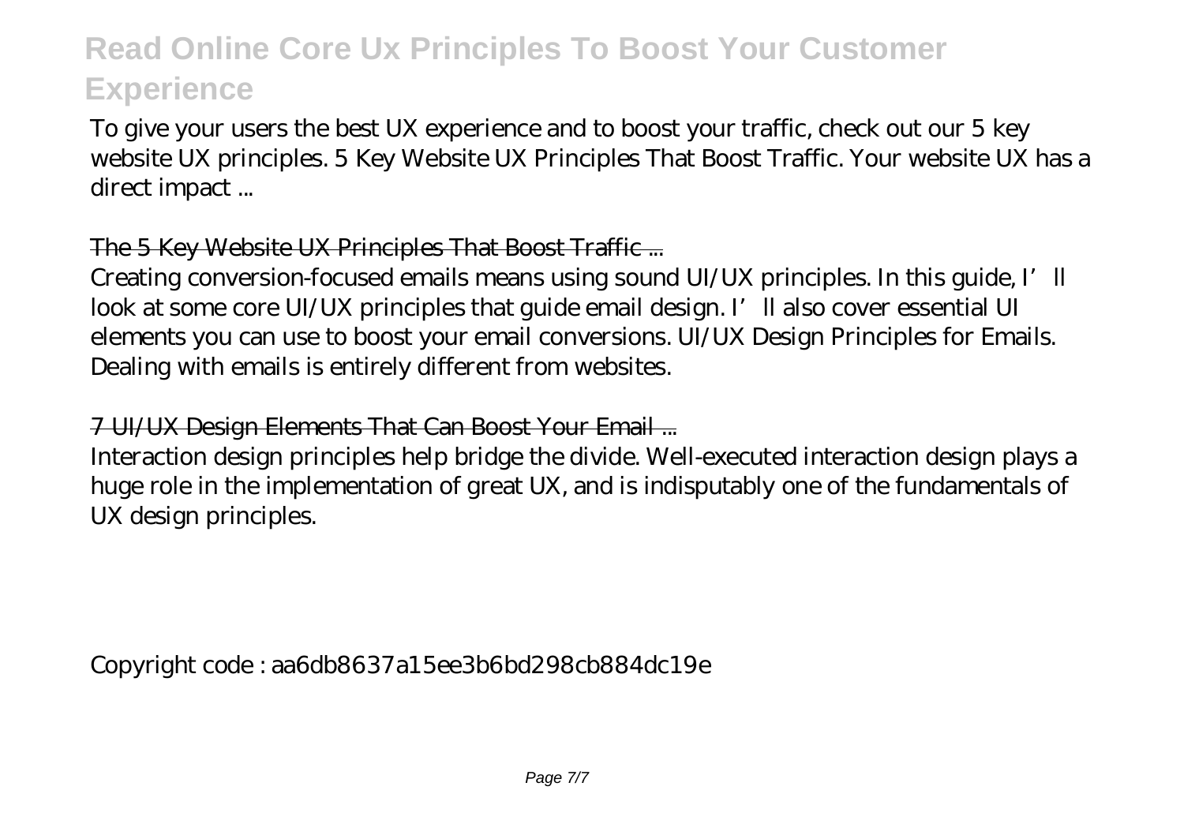To give your users the best UX experience and to boost your traffic, check out our 5 key website UX principles. 5 Key Website UX Principles That Boost Traffic. Your website UX has a direct impact ...

The 5 Key Website UX Principles That Boost Traffic ...

Creating conversion-focused emails means using sound UI/UX principles. In this guide, I'll look at some core UI/UX principles that guide email design. I'll also cover essential UI elements you can use to boost your email conversions. UI/UX Design Principles for Emails. Dealing with emails is entirely different from websites.

7 UI/UX Design Elements That Can Boost Your Email ...

Interaction design principles help bridge the divide. Well-executed interaction design plays a huge role in the implementation of great UX, and is indisputably one of the fundamentals of UX design principles.

Copyright code : aa6db8637a15ee3b6bd298cb884dc19e